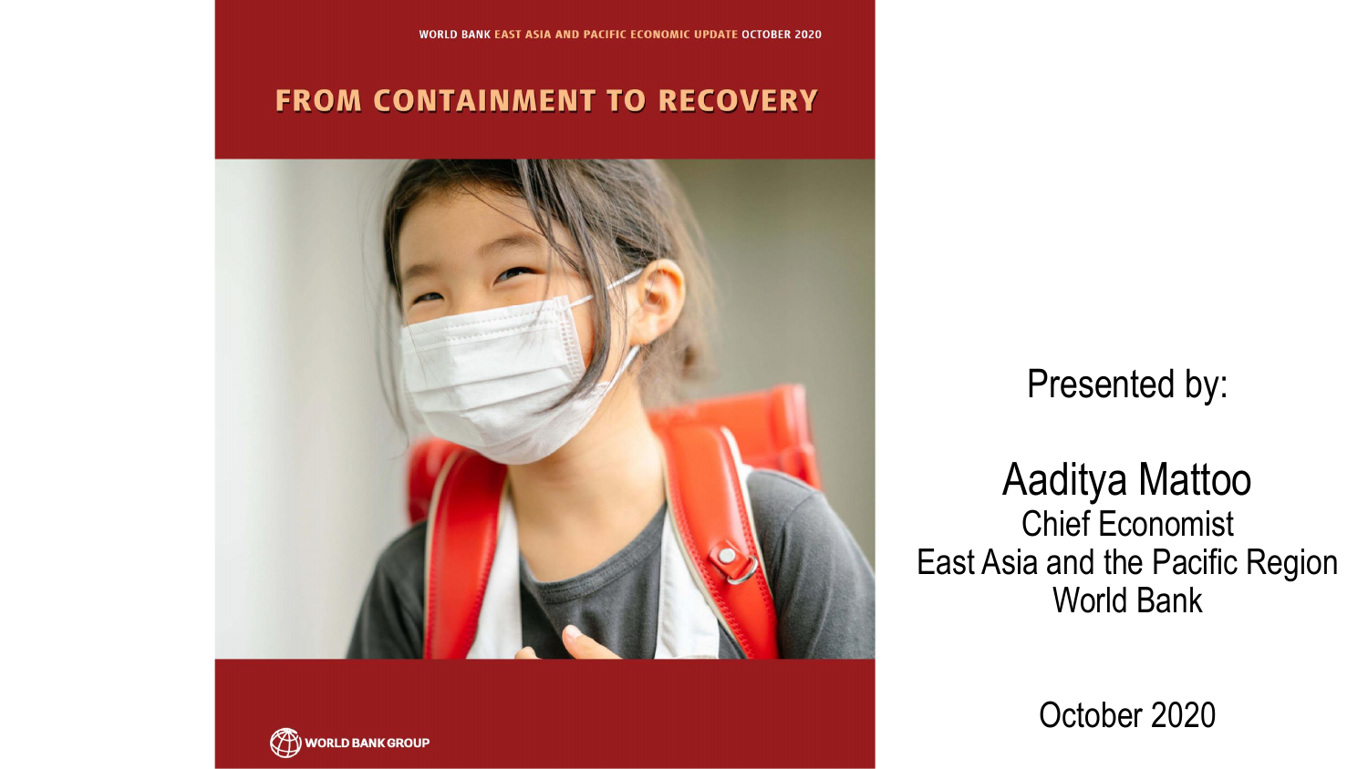WORLD BANK EAST ASIA AND PACIFIC ECONOMIC UPDATE OCTOBER 2020

# FROM CONTAINMENT TO RECOVERY

WORLD BANK GROUP

Presented by:

**Aaditya Mattoo**
Chief Economist
East Asia and the Pacific Region
World Bank

October 2020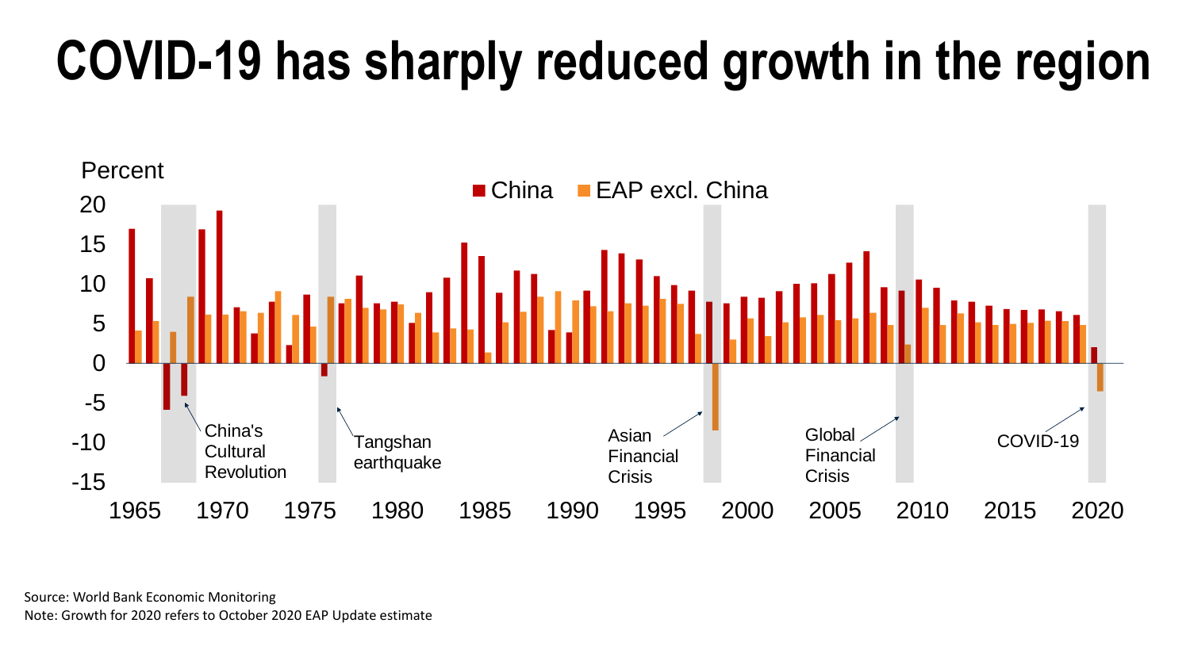# COVID-19 has sharply reduced growth in the region

Percent

China | EAP excl. China

China's Cultural Revolution

Tangshan earthquake

Asian Financial Crisis

Global Financial Crisis

COVID-19

Source: World Bank Economic Monitoring
Note: Growth for 2020 refers to October 2020 EAP Update estimate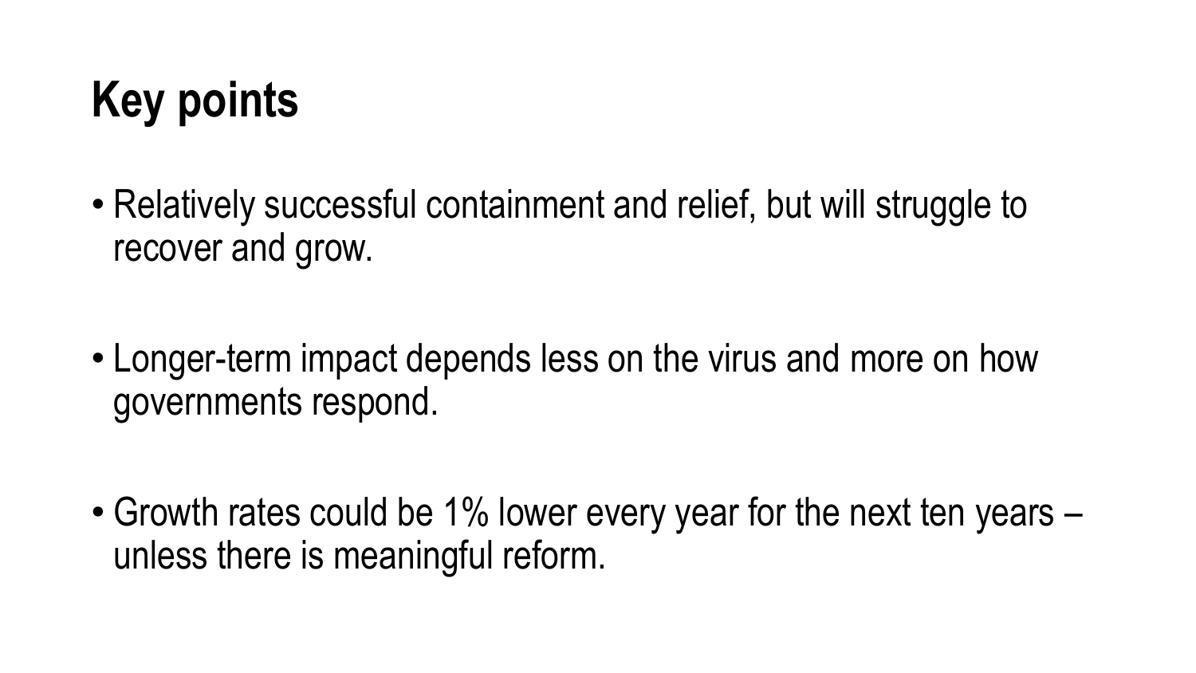# Key points

- Relatively successful containment and relief, but will struggle to recover and grow.

- Longer-term impact depends less on the virus and more on how governments respond.

- Growth rates could be 1% lower every year for the next ten years – unless there is meaningful reform.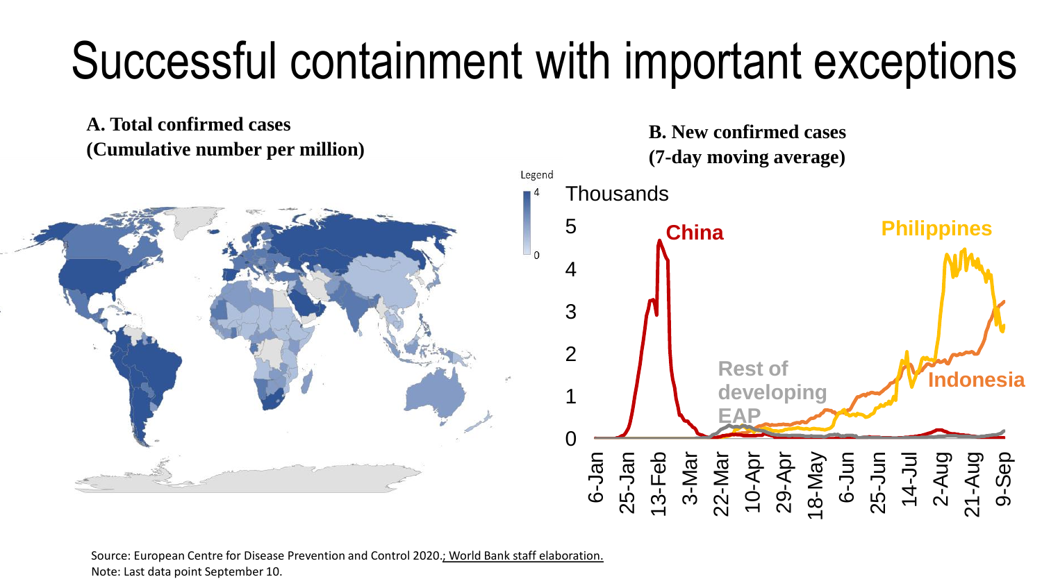# Successful containment with important exceptions

**A. Total confirmed cases (Cumulative number per million)**

**B. New confirmed cases (7-day moving average)**

Source: European Centre for Disease Prevention and Control 2020.; World Bank staff elaboration.
Note: Last data point September 10.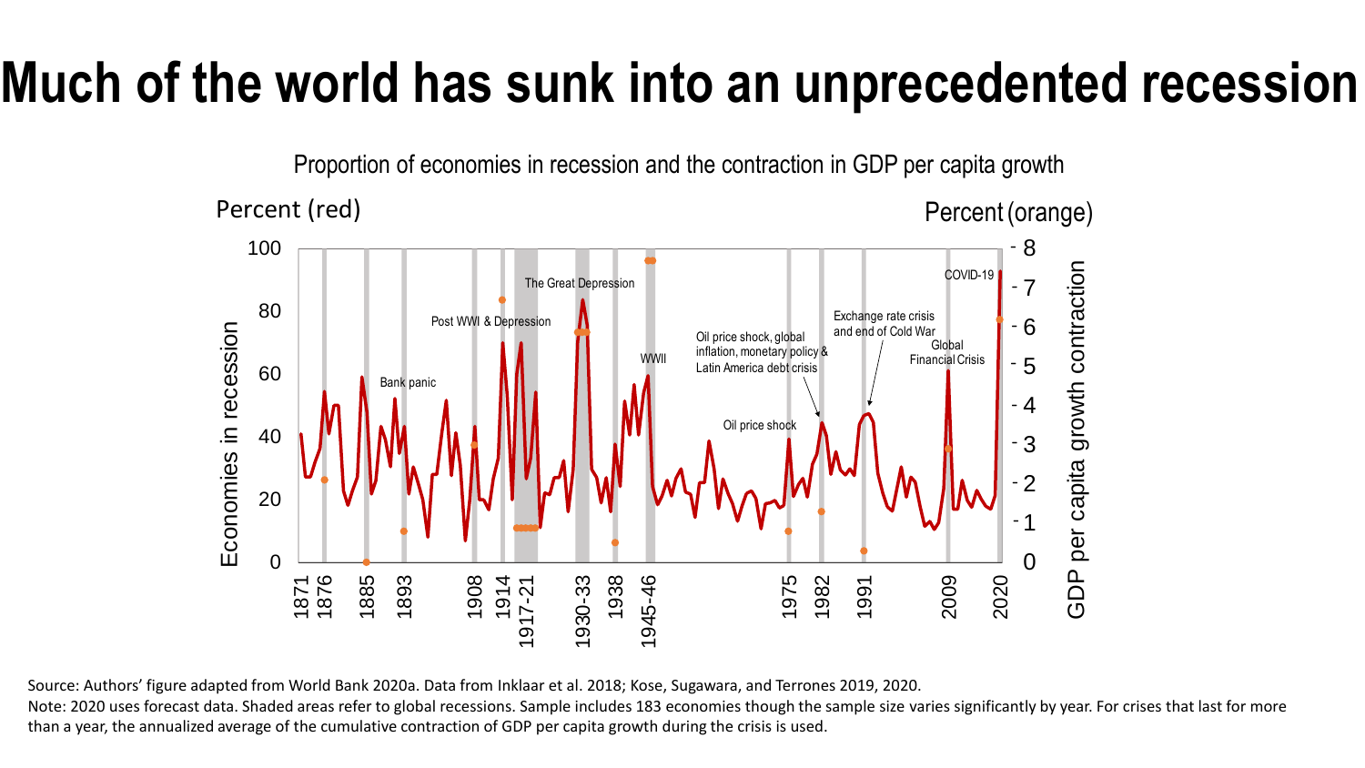# Much of the world has sunk into an unprecedented recession

Proportion of economies in recession and the contraction in GDP per capita growth

Source: Authors' figure adapted from World Bank 2020a. Data from Inklaar et al. 2018; Kose, Sugawara, and Terrones 2019, 2020.

Note: 2020 uses forecast data. Shaded areas refer to global recessions. Sample includes 183 economies though the sample size varies significantly by year. For crises that last for more than a year, the annualized average of the cumulative contraction of GDP per capita growth during the crisis is used.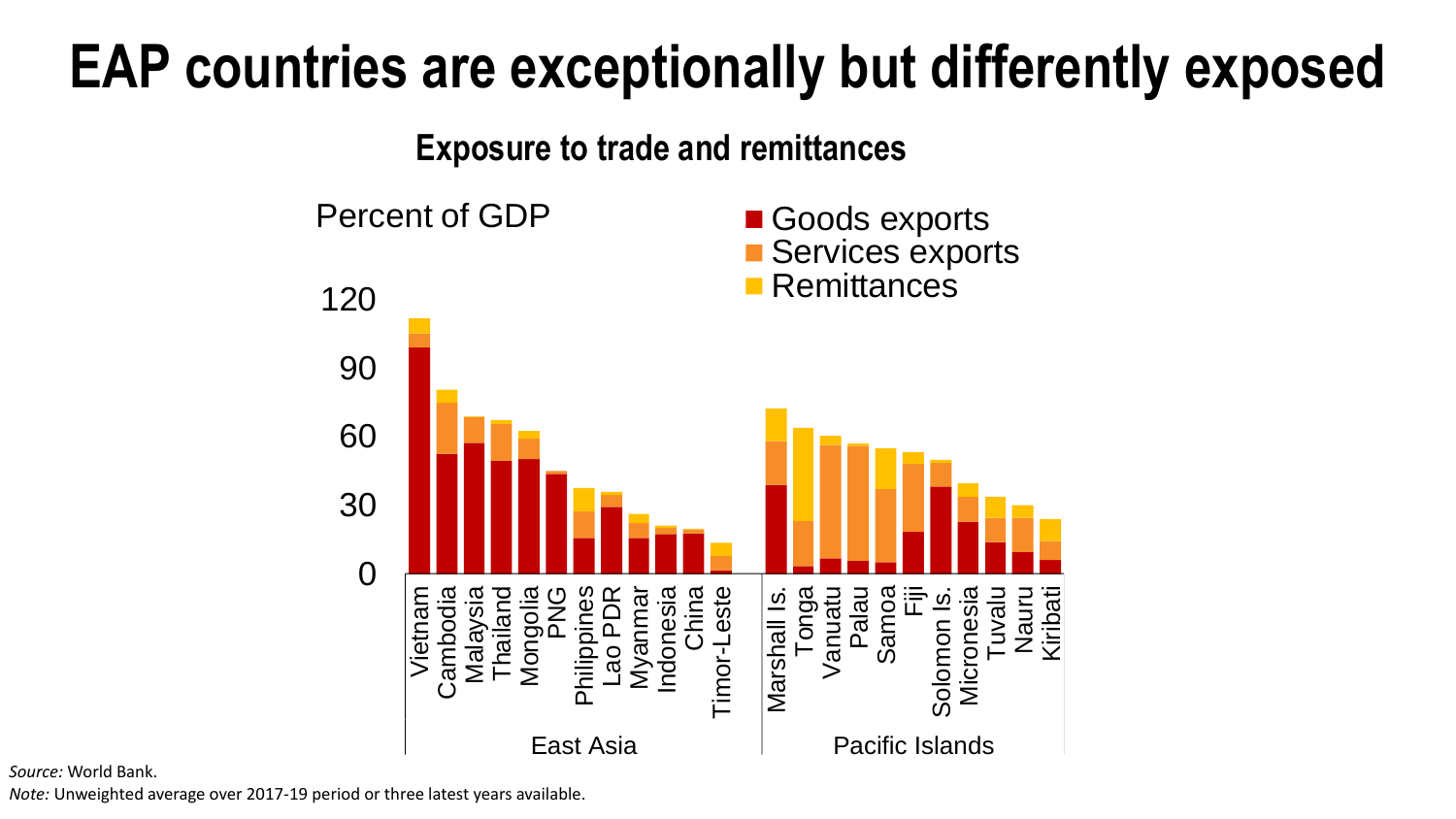# EAP countries are exceptionally but differently exposed

## Exposure to trade and remittances

Percent of GDP

- Goods exports
- Services exports
- Remittances

120
90
60
30
0

Vietnam, Cambodia, Malaysia, Thailand, Mongolia, PNG, Philippines, Lao PDR, Myanmar, Indonesia, China, Timor-Leste — East Asia

Marshall Is., Tonga, Vanuatu, Palau, Samoa, Fiji, Solomon Is., Micronesia, Tuvalu, Nauru, Kiribati — Pacific Islands

*Source:* World Bank.

*Note:* Unweighted average over 2017-19 period or three latest years available.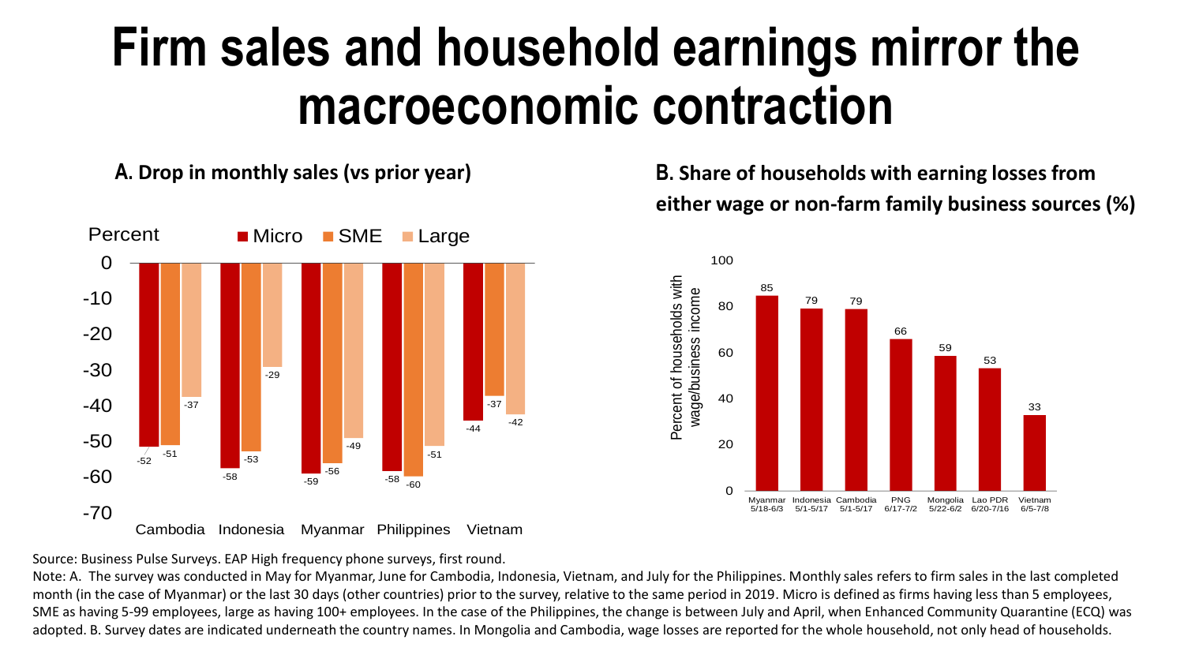# Firm sales and household earnings mirror the macroeconomic contraction

**A. Drop in monthly sales (vs prior year)**

Percent

| | Micro | SME | Large |
|---|---|---|---|
| Cambodia | -52 | -51 | -37 |
| Indonesia | -58 | -53 | -29 |
| Myanmar | -59 | -56 | -49 |
| Philippines | -58 | -60 | -51 |
| Vietnam | -44 | -37 | -42 |

**B. Share of households with earning losses from either wage or non-farm family business sources (%)**

Percent of households with wage/business income

| Country | Survey dates | Percent |
|---|---|---|
| Myanmar | 5/18-6/3 | 85 |
| Indonesia | 5/1-5/17 | 79 |
| Cambodia | 5/1-5/17 | 79 |
| PNG | 6/17-7/2 | 66 |
| Mongolia | 5/22-6/2 | 59 |
| Lao PDR | 6/20-7/16 | 53 |
| Vietnam | 6/5-7/8 | 33 |

Source: Business Pulse Surveys. EAP High frequency phone surveys, first round.

Note: A. The survey was conducted in May for Myanmar, June for Cambodia, Indonesia, Vietnam, and July for the Philippines. Monthly sales refers to firm sales in the last completed month (in the case of Myanmar) or the last 30 days (other countries) prior to the survey, relative to the same period in 2019. Micro is defined as firms having less than 5 employees, SME as having 5-99 employees, large as having 100+ employees. In the case of the Philippines, the change is between July and April, when Enhanced Community Quarantine (ECQ) was adopted. B. Survey dates are indicated underneath the country names. In Mongolia and Cambodia, wage losses are reported for the whole household, not only head of households.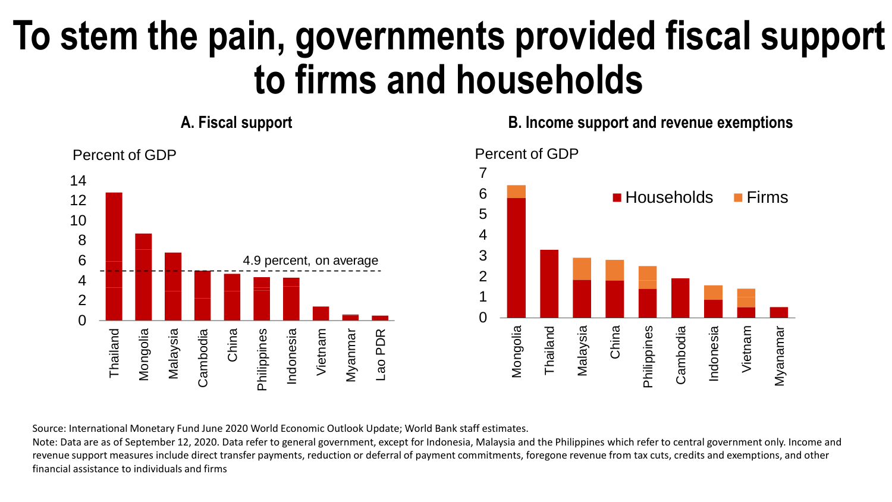# To stem the pain, governments provided fiscal support to firms and households

### A. Fiscal support

Percent of GDP

4.9 percent, on average

Thailand, Mongolia, Malaysia, Cambodia, China, Philippines, Indonesia, Vietnam, Myanmar, Lao PDR

### B. Income support and revenue exemptions

Percent of GDP

Households, Firms

Mongolia, Thailand, Malaysia, China, Philippines, Cambodia, Indonesia, Vietnam, Myanamar

Source: International Monetary Fund June 2020 World Economic Outlook Update; World Bank staff estimates.

Note: Data are as of September 12, 2020. Data refer to general government, except for Indonesia, Malaysia and the Philippines which refer to central government only. Income and revenue support measures include direct transfer payments, reduction or deferral of payment commitments, foregone revenue from tax cuts, credits and exemptions, and other financial assistance to individuals and firms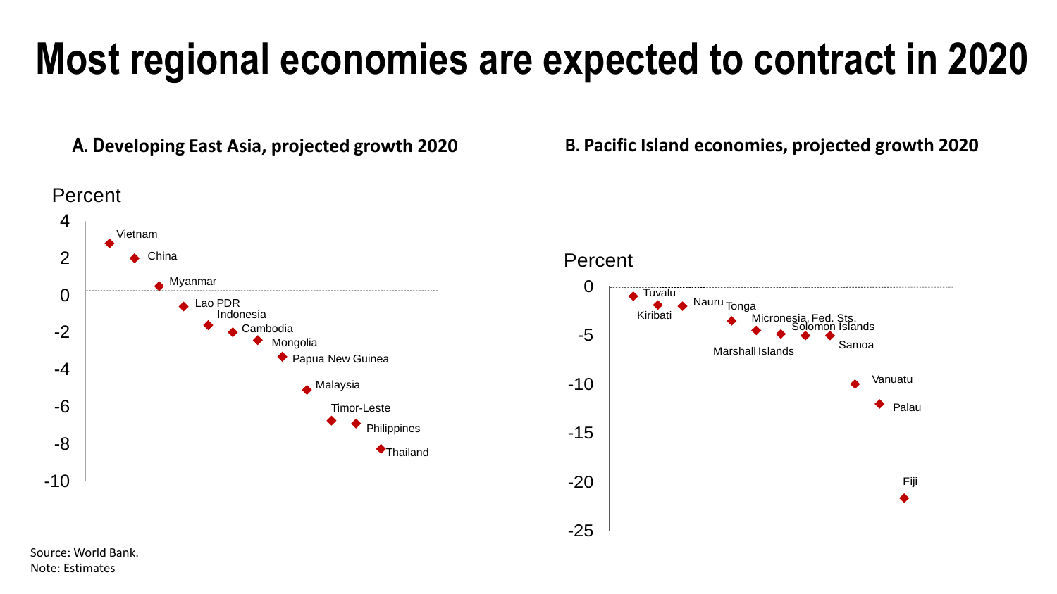# Most regional economies are expected to contract in 2020

**A. Developing East Asia, projected growth 2020**

Percent

| Economy | Projected growth 2020 (approx., percent) |
|---|---|
| Vietnam | 2.8 |
| China | 2.0 |
| Myanmar | 0.5 |
| Lao PDR | -0.6 |
| Indonesia | -1.6 |
| Cambodia | -2.0 |
| Mongolia | -2.4 |
| Papua New Guinea | -3.3 |
| Malaysia | -5.1 |
| Timor-Leste | -6.8 |
| Philippines | -6.9 |
| Thailand | -8.3 |

**B. Pacific Island economies, projected growth 2020**

Percent

| Economy | Projected growth 2020 (approx., percent) |
|---|---|
| Tuvalu | -1.0 |
| Kiribati | -1.9 |
| Nauru | -2.0 |
| Tonga | -3.5 |
| Marshall Islands | -4.5 |
| Micronesia, Fed. Sts. | -4.8 |
| Solomon Islands | -5.0 |
| Samoa | -5.0 |
| Vanuatu | -9.8 |
| Palau | -11.9 |
| Fiji | -21.7 |

Source: World Bank.
Note: Estimates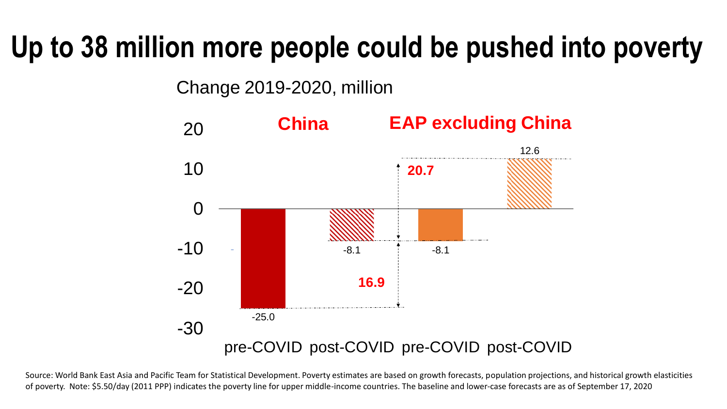# Up to 38 million more people could be pushed into poverty

Change 2019-2020, million

| | China | | EAP excluding China | |
|---|---|---|---|---|
| | pre-COVID | post-COVID | pre-COVID | post-COVID |
| Change (million) | -25.0 | -8.1 | -8.1 | 12.6 |

Difference (China): 16.9

Difference (EAP excluding China): 20.7

Source: World Bank East Asia and Pacific Team for Statistical Development. Poverty estimates are based on growth forecasts, population projections, and historical growth elasticities of poverty. Note: $5.50/day (2011 PPP) indicates the poverty line for upper middle-income countries. The baseline and lower-case forecasts are as of September 17, 2020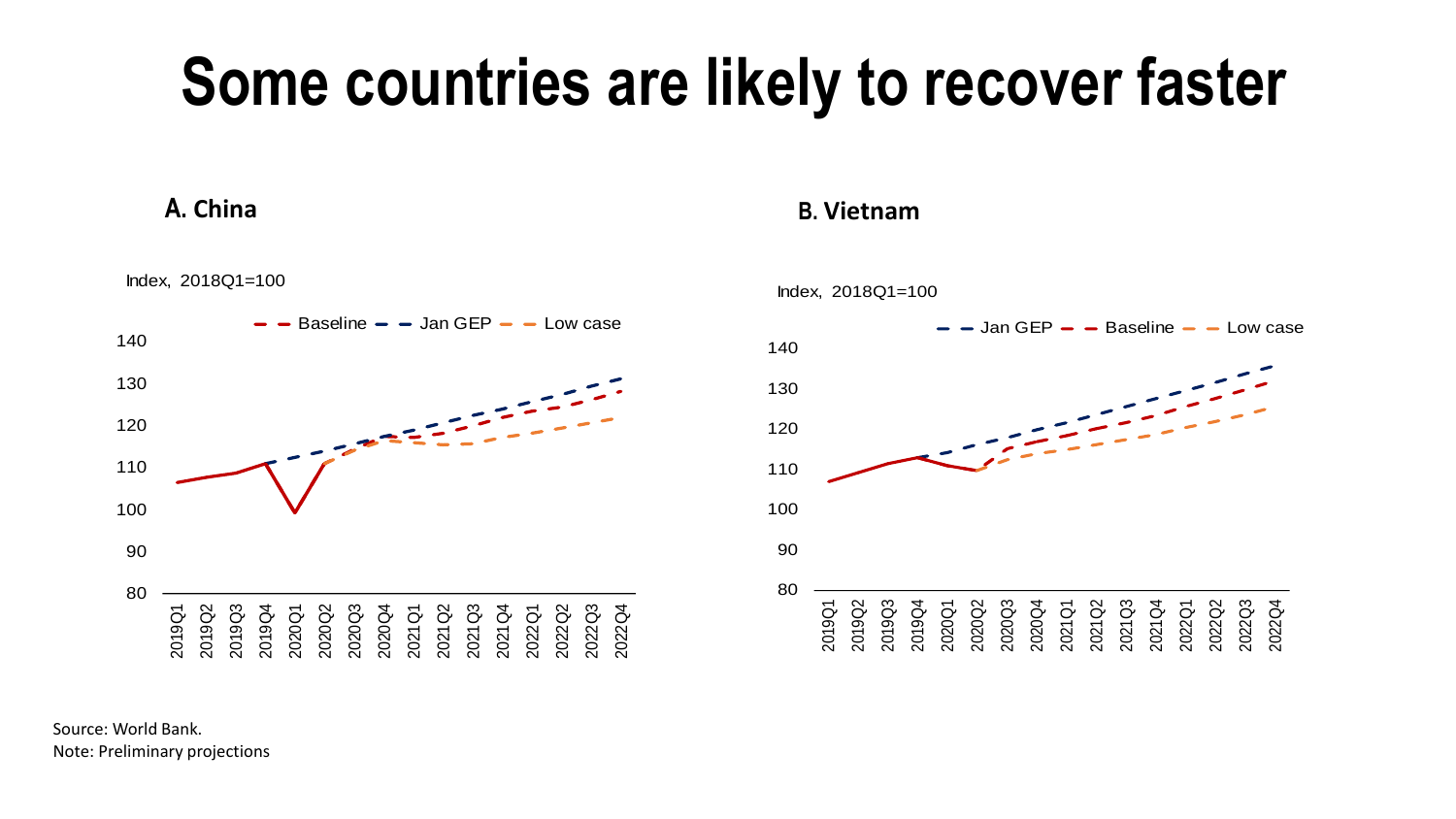# Some countries are likely to recover faster

### A. China

Index, 2018Q1=100

### B. Vietnam

Index, 2018Q1=100

Source: World Bank.
Note: Preliminary projections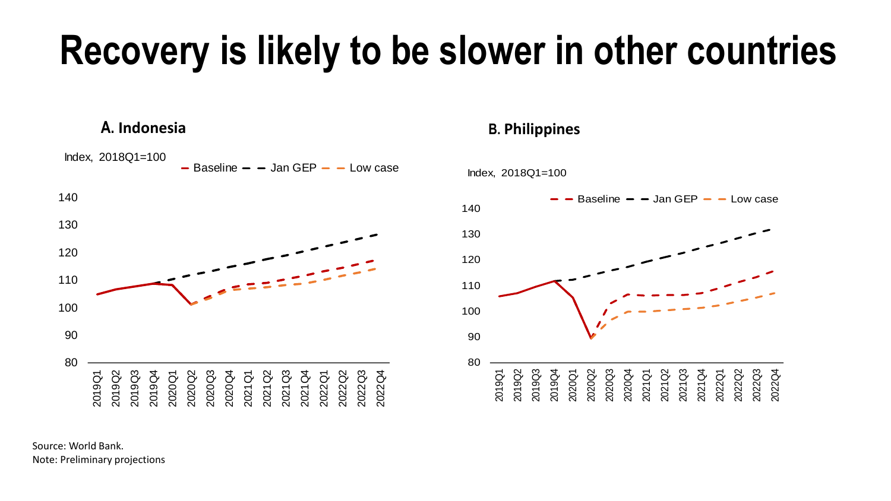# Recovery is likely to be slower in other countries

### A. Indonesia

Index, 2018Q1=100

Baseline — Jan GEP — Low case

### B. Philippines

Index, 2018Q1=100

Baseline — Jan GEP — Low case

Source: World Bank.
Note: Preliminary projections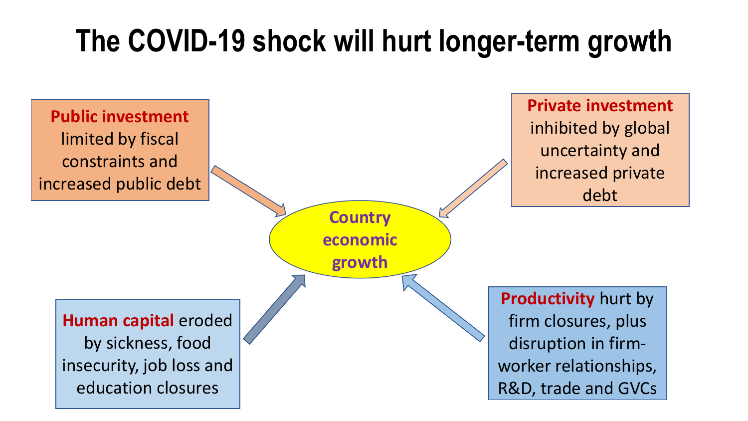# The COVID-19 shock will hurt longer-term growth

**Public investment** limited by fiscal constraints and increased public debt

**Private investment** inhibited by global uncertainty and increased private debt

**Country economic growth**

**Human capital** eroded by sickness, food insecurity, job loss and education closures

**Productivity** hurt by firm closures, plus disruption in firm-worker relationships, R&D, trade and GVCs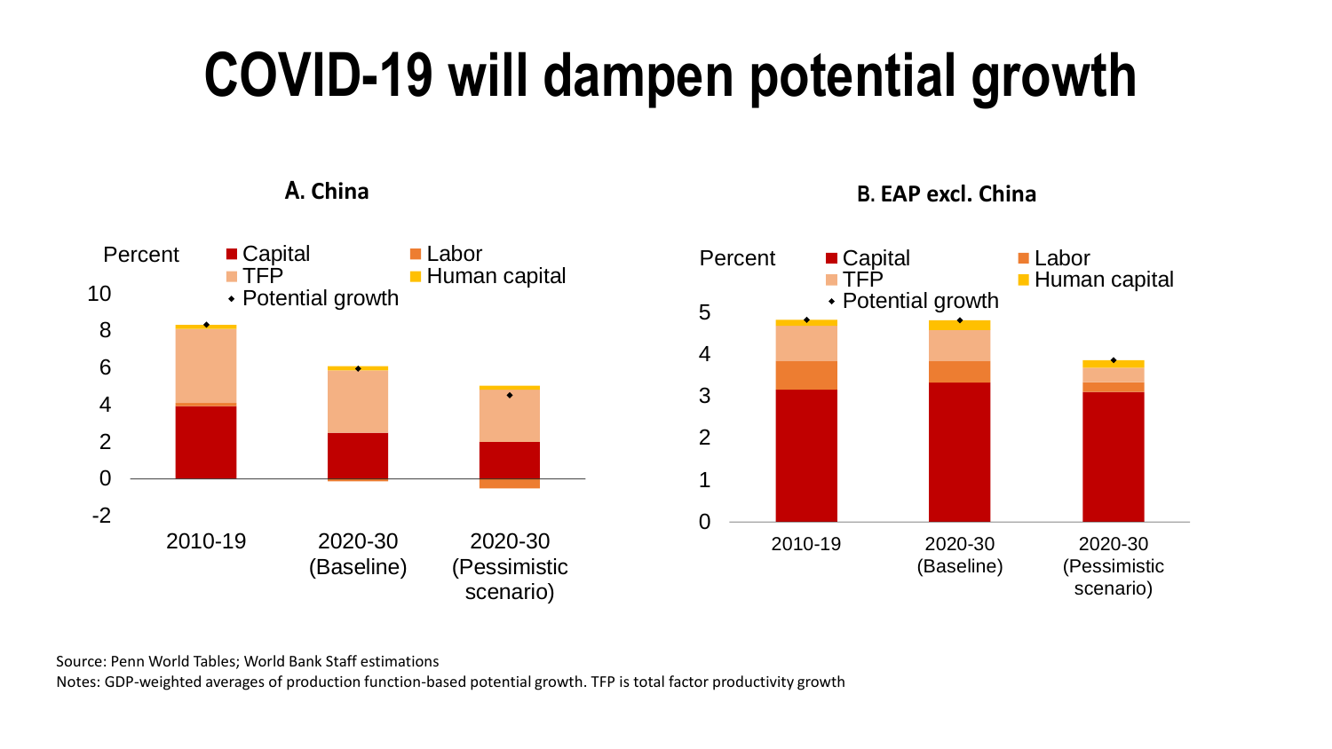# COVID-19 will dampen potential growth

## A. China

Percent

- Capital
- Labor
- TFP
- Human capital
- Potential growth

10, 8, 6, 4, 2, 0, -2

2010-19 | 2020-30 (Baseline) | 2020-30 (Pessimistic scenario)

## B. EAP excl. China

Percent

- Capital
- Labor
- TFP
- Human capital
- Potential growth

5, 4, 3, 2, 1, 0

2010-19 | 2020-30 (Baseline) | 2020-30 (Pessimistic scenario)

Source: Penn World Tables; World Bank Staff estimations

Notes: GDP-weighted averages of production function-based potential growth. TFP is total factor productivity growth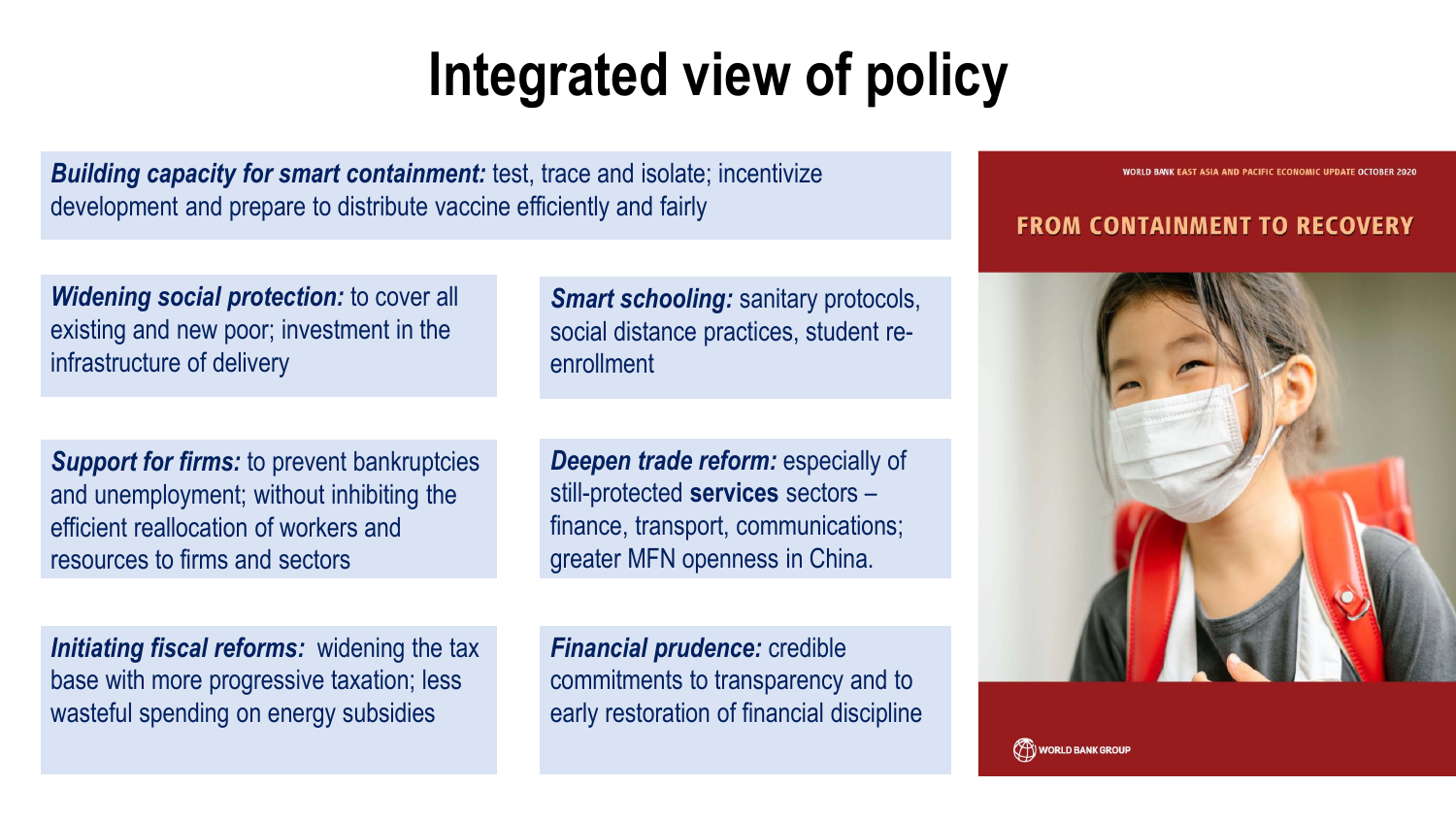# Integrated view of policy

***Building capacity for smart containment:*** test, trace and isolate; incentivize development and prepare to distribute vaccine efficiently and fairly

***Widening social protection:*** to cover all existing and new poor; investment in the infrastructure of delivery

***Smart schooling:*** sanitary protocols, social distance practices, student re-enrollment

***Support for firms:*** to prevent bankruptcies and unemployment; without inhibiting the efficient reallocation of workers and resources to firms and sectors

***Deepen trade reform:*** especially of still-protected **services** sectors – finance, transport, communications; greater MFN openness in China.

***Initiating fiscal reforms:*** widening the tax base with more progressive taxation; less wasteful spending on energy subsidies

***Financial prudence:*** credible commitments to transparency and to early restoration of financial discipline

WORLD BANK EAST ASIA AND PACIFIC ECONOMIC UPDATE OCTOBER 2020

FROM CONTAINMENT TO RECOVERY

WORLD BANK GROUP